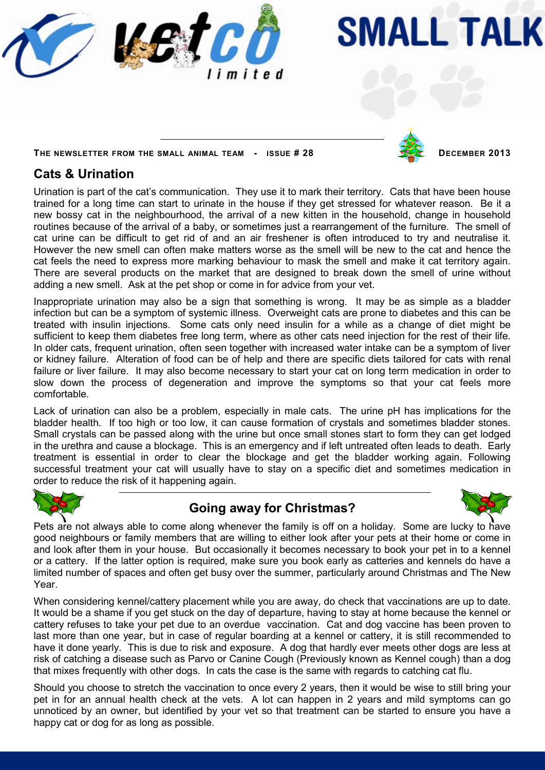# vetco limited

# SMALL TALK

THE NEWSLETTER FROM THE SMALL ANIMAL TEAM - ISSUE # 28 DECEMBER 2013

## Cats & Urination

Urination is part of the cat's communication. They use it to mark their territory. Cats that have been house trained for a long time can start to urinate in the house if they get stressed for whatever reason. Be it a new bossy cat in the neighbourhood, the arrival of a new kitten in the household, change in household routines because of the arrival of a baby, or sometimes just a rearrangement of the furniture. The smell of cat urine can be difficult to get rid of and an air freshener is often introduced to try and neutralise it. However the new smell can often make matters worse as the smell will be new to the cat and hence the cat feels the need to express more marking behaviour to mask the smell and make it cat territory again. There are several products on the market that are designed to break down the smell of urine without adding a new smell. Ask at the pet shop or come in for advice from your vet.

Inappropriate urination may also be a sign that something is wrong. It may be as simple as a bladder infection but can be a symptom of systemic illness. Overweight cats are prone to diabetes and this can be treated with insulin injections. Some cats only need insulin for a while as a change of diet might be sufficient to keep them diabetes free long term, where as other cats need injection for the rest of their life. In older cats, frequent urination, often seen together with increased water intake can be a symptom of liver or kidney failure. Alteration of food can be of help and there are specific diets tailored for cats with renal failure or liver failure. It may also become necessary to start your cat on long term medication in order to slow down the process of degeneration and improve the symptoms so that your cat feels more comfortable.

Lack of urination can also be a problem, especially in male cats. The urine pH has implications for the bladder health. If too high or too low, it can cause formation of crystals and sometimes bladder stones. Small crystals can be passed along with the urine but once small stones start to form they can get lodged in the urethra and cause a blockage. This is an emergency and if left untreated often leads to death. Early treatment is essential in order to clear the blockage and get the bladder working again. Following successful treatment your cat will usually have to stay on a specific diet and sometimes medication in order to reduce the risk of it happening again.

## Going away for Christmas?

Pets are not always able to come along whenever the family is off on a holiday. Some are lucky to have good neighbours or family members that are willing to either look after your pets at their home or come in and look after them in your house. But occasionally it becomes necessary to book your pet in to a kennel or a cattery. If the latter option is required, make sure you book early as catteries and kennels do have a limited number of spaces and often get busy over the summer, particularly around Christmas and The New Year.

When considering kennel/cattery placement while you are away, do check that vaccinations are up to date. It would be a shame if you get stuck on the day of departure, having to stay at home because the kennel or cattery refuses to take your pet due to an overdue vaccination. Cat and dog vaccine has been proven to last more than one year, but in case of regular boarding at a kennel or cattery, it is still recommended to have it done yearly. This is due to risk and exposure. A dog that hardly ever meets other dogs are less at risk of catching a disease such as Parvo or Canine Cough (Previously known as Kennel cough) than a dog that mixes frequently with other dogs. In cats the case is the same with regards to catching cat flu.

Should you choose to stretch the vaccination to once every 2 years, then it would be wise to still bring your pet in for an annual health check at the vets. A lot can happen in 2 years and mild symptoms can go unnoticed by an owner, but identified by your vet so that treatment can be started to ensure you have a happy cat or dog for as long as possible.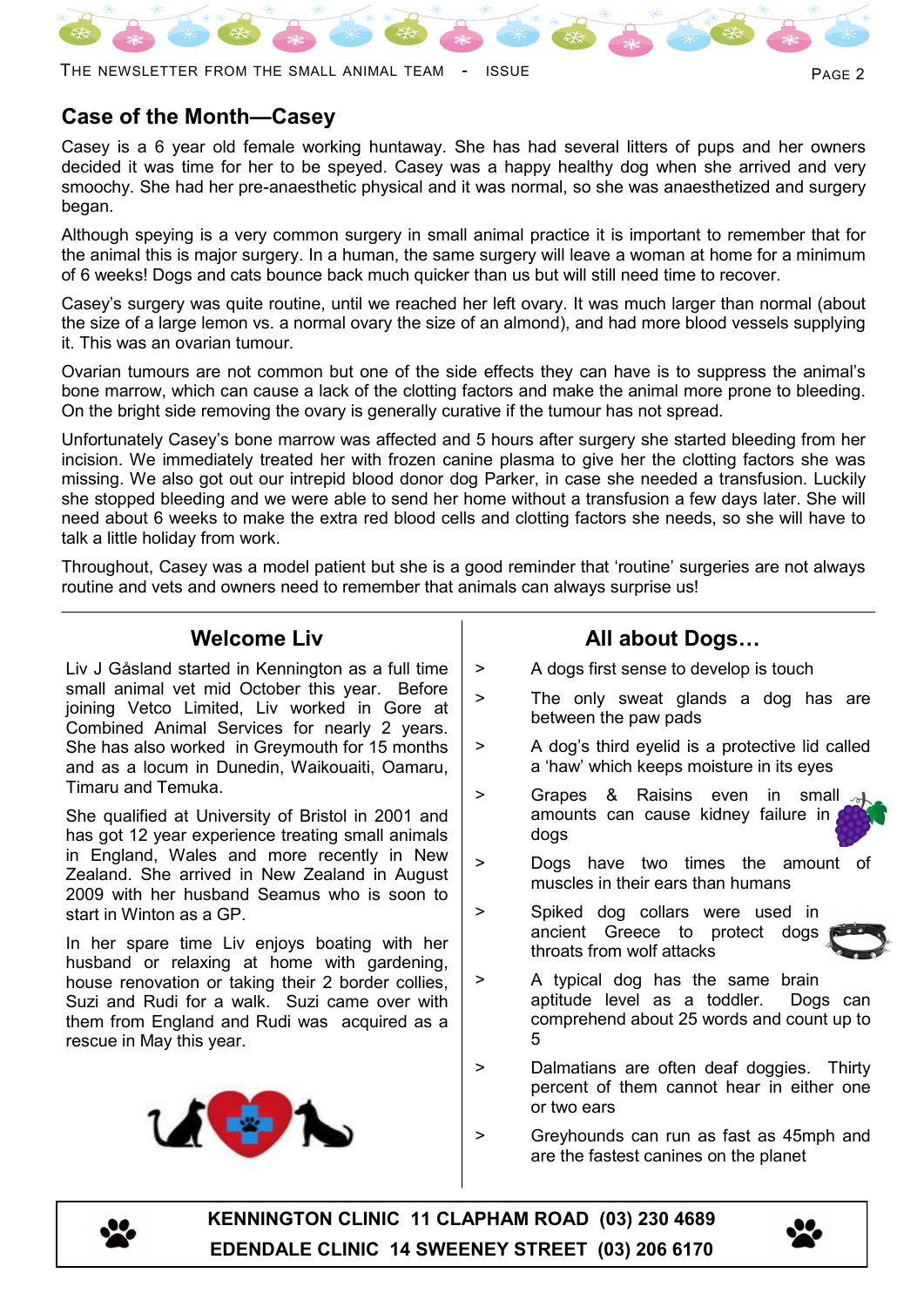## Case of the Month—Casey

Casey is a 6 year old female working huntaway. She has had several litters of pups and her owners decided it was time for her to be speyed. Casey was a happy healthy dog when she arrived and very smoochy. She had her pre-anaesthetic physical and it was normal, so she was anaesthetized and surgery began.

Although speying is a very common surgery in small animal practice it is important to remember that for the animal this is major surgery. In a human, the same surgery will leave a woman at home for a minimum of 6 weeks! Dogs and cats bounce back much quicker than us but will still need time to recover.

Casey's surgery was quite routine, until we reached her left ovary. It was much larger than normal (about the size of a large lemon vs. a normal ovary the size of an almond), and had more blood vessels supplying it. This was an ovarian tumour.

Ovarian tumours are not common but one of the side effects they can have is to suppress the animal's bone marrow, which can cause a lack of the clotting factors and make the animal more prone to bleeding. On the bright side removing the ovary is generally curative if the tumour has not spread.

Unfortunately Casey's bone marrow was affected and 5 hours after surgery she started bleeding from her incision. We immediately treated her with frozen canine plasma to give her the clotting factors she was missing. We also got out our intrepid blood donor dog Parker, in case she needed a transfusion. Luckily she stopped bleeding and we were able to send her home without a transfusion a few days later. She will need about 6 weeks to make the extra red blood cells and clotting factors she needs, so she will have to talk a little holiday from work.

Throughout, Casey was a model patient but she is a good reminder that 'routine' surgeries are not always routine and vets and owners need to remember that animals can always surprise us!

## Welcome Liv

Liv J Gåsland started in Kennington as a full time small animal vet mid October this year. Before joining Vetco Limited, Liv worked in Gore at Combined Animal Services for nearly 2 years. She has also worked in Greymouth for 15 months and as a locum in Dunedin, Waikouaiti, Oamaru, Timaru and Temuka.

She qualified at University of Bristol in 2001 and has got 12 year experience treating small animals in England, Wales and more recently in New Zealand. She arrived in New Zealand in August 2009 with her husband Seamus who is soon to start in Winton as a GP.

In her spare time Liv enjoys boating with her husband or relaxing at home with gardening, house renovation or taking their 2 border collies, Suzi and Rudi for a walk. Suzi came over with them from England and Rudi was acquired as a rescue in May this year.

## All about Dogs…

> A dogs first sense to develop is touch

> The only sweat glands a dog has are between the paw pads

> A dog's third eyelid is a protective lid called a 'haw' which keeps moisture in its eyes

> Grapes & Raisins even in small amounts can cause kidney failure in dogs

> Dogs have two times the amount of muscles in their ears than humans

> Spiked dog collars were used in ancient Greece to protect dogs throats from wolf attacks

> A typical dog has the same brain aptitude level as a toddler. Dogs can comprehend about 25 words and count up to 5

> Dalmatians are often deaf doggies. Thirty percent of them cannot hear in either one or two ears

> Greyhounds can run as fast as 45mph and are the fastest canines on the planet

**KENNINGTON CLINIC 11 CLAPHAM ROAD (03) 230 4689**

**EDENDALE CLINIC 14 SWEENEY STREET (03) 206 6170**